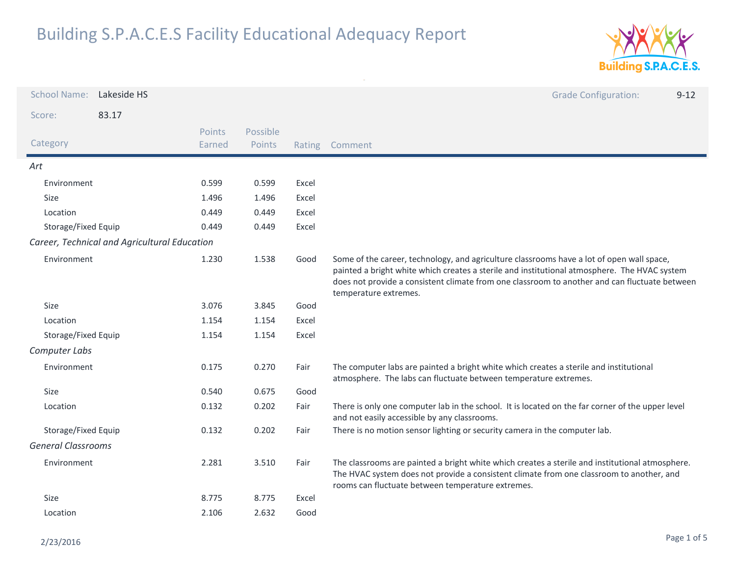# Building S.P.A.C.E.S Facility Educational Adequacy Report

**School Name:** Lakeside HS

**Grade Configuration:** 9-12

**Score:** 83.17

| Category | Points Earned | Possible Points | Rating | Comment |
|---|---|---|---|---|
| *Art* | | | | |
| Environment | 0.599 | 0.599 | Excel | |
| Size | 1.496 | 1.496 | Excel | |
| Location | 0.449 | 0.449 | Excel | |
| Storage/Fixed Equip | 0.449 | 0.449 | Excel | |
| *Career, Technical and Agricultural Education* | | | | |
| Environment | 1.230 | 1.538 | Good | Some of the career, technology, and agriculture classrooms have a lot of open wall space, painted a bright white which creates a sterile and institutional atmosphere. The HVAC system does not provide a consistent climate from one classroom to another and can fluctuate between temperature extremes. |
| Size | 3.076 | 3.845 | Good | |
| Location | 1.154 | 1.154 | Excel | |
| Storage/Fixed Equip | 1.154 | 1.154 | Excel | |
| *Computer Labs* | | | | |
| Environment | 0.175 | 0.270 | Fair | The computer labs are painted a bright white which creates a sterile and institutional atmosphere. The labs can fluctuate between temperature extremes. |
| Size | 0.540 | 0.675 | Good | |
| Location | 0.132 | 0.202 | Fair | There is only one computer lab in the school. It is located on the far corner of the upper level and not easily accessible by any classrooms. |
| Storage/Fixed Equip | 0.132 | 0.202 | Fair | There is no motion sensor lighting or security camera in the computer lab. |
| *General Classrooms* | | | | |
| Environment | 2.281 | 3.510 | Fair | The classrooms are painted a bright white which creates a sterile and institutional atmosphere. The HVAC system does not provide a consistent climate from one classroom to another, and rooms can fluctuate between temperature extremes. |
| Size | 8.775 | 8.775 | Excel | |
| Location | 2.106 | 2.632 | Good | |

2/23/2016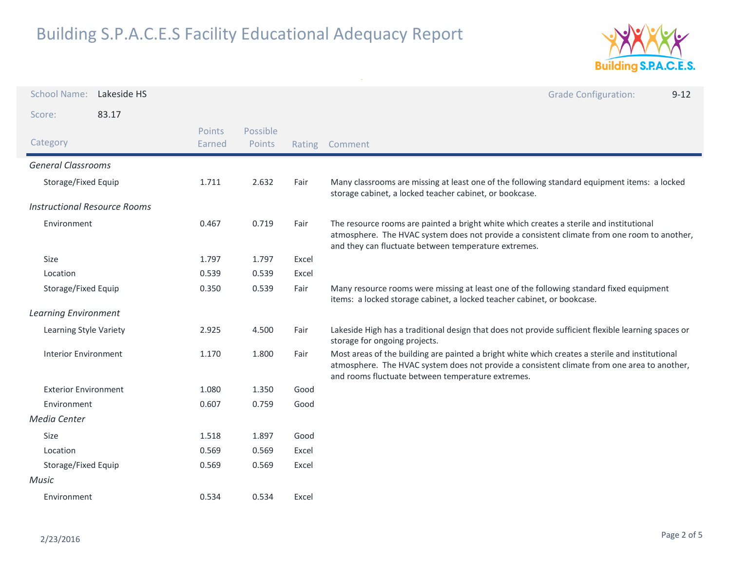# Building S.P.A.C.E.S Facility Educational Adequacy Report

School Name: Lakeside HS

Grade Configuration: 9-12

Score: 83.17

| Category | Points Earned | Possible Points | Rating | Comment |
|---|---|---|---|---|
| *General Classrooms* | | | | |
| Storage/Fixed Equip | 1.711 | 2.632 | Fair | Many classrooms are missing at least one of the following standard equipment items: a locked storage cabinet, a locked teacher cabinet, or bookcase. |
| *Instructional Resource Rooms* | | | | |
| Environment | 0.467 | 0.719 | Fair | The resource rooms are painted a bright white which creates a sterile and institutional atmosphere. The HVAC system does not provide a consistent climate from one room to another, and they can fluctuate between temperature extremes. |
| Size | 1.797 | 1.797 | Excel | |
| Location | 0.539 | 0.539 | Excel | |
| Storage/Fixed Equip | 0.350 | 0.539 | Fair | Many resource rooms were missing at least one of the following standard fixed equipment items: a locked storage cabinet, a locked teacher cabinet, or bookcase. |
| *Learning Environment* | | | | |
| Learning Style Variety | 2.925 | 4.500 | Fair | Lakeside High has a traditional design that does not provide sufficient flexible learning spaces or storage for ongoing projects. |
| Interior Environment | 1.170 | 1.800 | Fair | Most areas of the building are painted a bright white which creates a sterile and institutional atmosphere. The HVAC system does not provide a consistent climate from one area to another, and rooms fluctuate between temperature extremes. |
| Exterior Environment | 1.080 | 1.350 | Good | |
| Environment | 0.607 | 0.759 | Good | |
| *Media Center* | | | | |
| Size | 1.518 | 1.897 | Good | |
| Location | 0.569 | 0.569 | Excel | |
| Storage/Fixed Equip | 0.569 | 0.569 | Excel | |
| *Music* | | | | |
| Environment | 0.534 | 0.534 | Excel | |

2/23/2016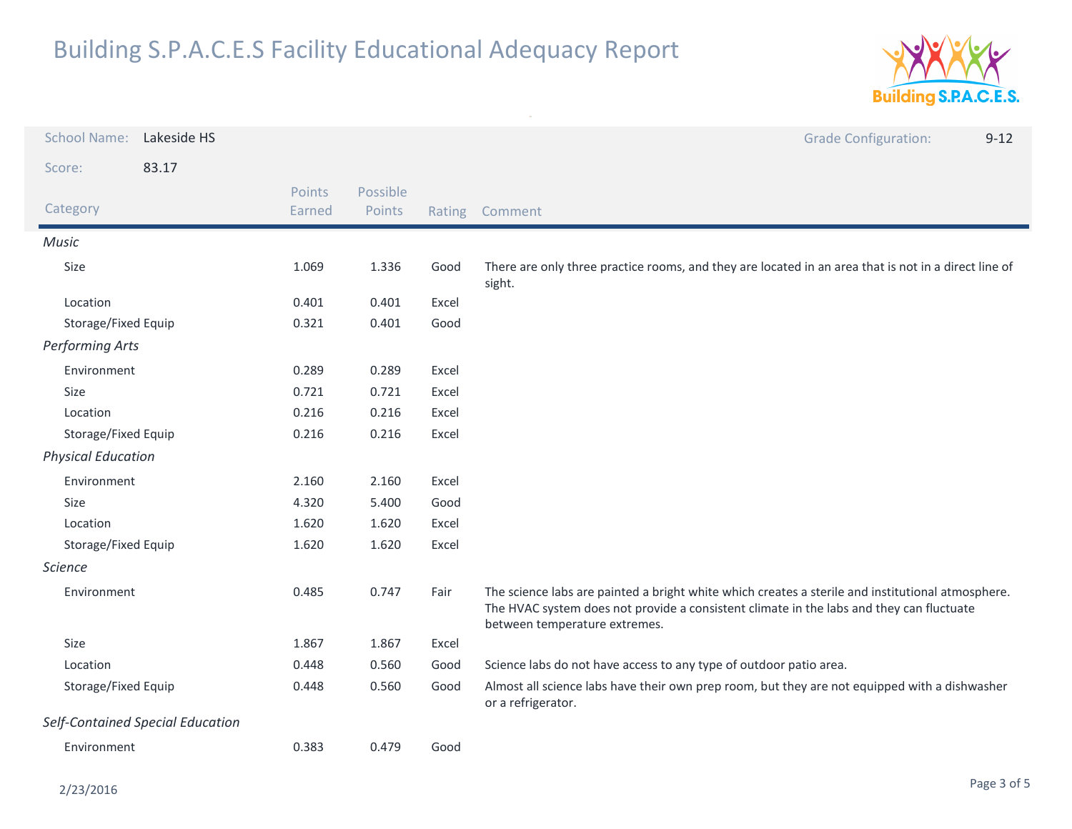# Building S.P.A.C.E.S Facility Educational Adequacy Report

**School Name:** Lakeside HS

**Grade Configuration:** 9-12

**Score:** 83.17

| Category | Points Earned | Possible Points | Rating | Comment |
|---|---|---|---|---|
| *Music* | | | | |
| Size | 1.069 | 1.336 | Good | There are only three practice rooms, and they are located in an area that is not in a direct line of sight. |
| Location | 0.401 | 0.401 | Excel | |
| Storage/Fixed Equip | 0.321 | 0.401 | Good | |
| *Performing Arts* | | | | |
| Environment | 0.289 | 0.289 | Excel | |
| Size | 0.721 | 0.721 | Excel | |
| Location | 0.216 | 0.216 | Excel | |
| Storage/Fixed Equip | 0.216 | 0.216 | Excel | |
| *Physical Education* | | | | |
| Environment | 2.160 | 2.160 | Excel | |
| Size | 4.320 | 5.400 | Good | |
| Location | 1.620 | 1.620 | Excel | |
| Storage/Fixed Equip | 1.620 | 1.620 | Excel | |
| *Science* | | | | |
| Environment | 0.485 | 0.747 | Fair | The science labs are painted a bright white which creates a sterile and institutional atmosphere. The HVAC system does not provide a consistent climate in the labs and they can fluctuate between temperature extremes. |
| Size | 1.867 | 1.867 | Excel | |
| Location | 0.448 | 0.560 | Good | Science labs do not have access to any type of outdoor patio area. |
| Storage/Fixed Equip | 0.448 | 0.560 | Good | Almost all science labs have their own prep room, but they are not equipped with a dishwasher or a refrigerator. |
| *Self-Contained Special Education* | | | | |
| Environment | 0.383 | 0.479 | Good | |

2/23/2016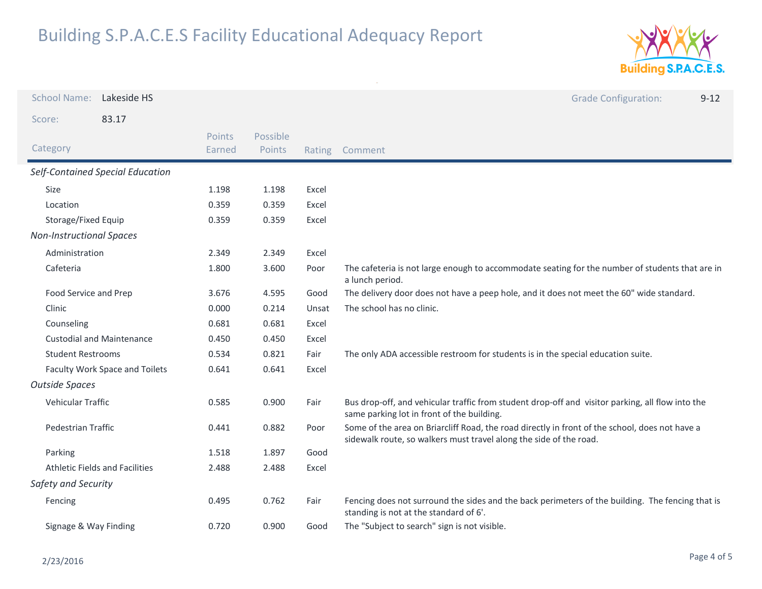# Building S.P.A.C.E.S Facility Educational Adequacy Report

School Name: Lakeside HS

Grade Configuration: 9-12

Score: 83.17

| Category | Points Earned | Possible Points | Rating | Comment |
|---|---|---|---|---|
| *Self-Contained Special Education* | | | | |
| Size | 1.198 | 1.198 | Excel | |
| Location | 0.359 | 0.359 | Excel | |
| Storage/Fixed Equip | 0.359 | 0.359 | Excel | |
| *Non-Instructional Spaces* | | | | |
| Administration | 2.349 | 2.349 | Excel | |
| Cafeteria | 1.800 | 3.600 | Poor | The cafeteria is not large enough to accommodate seating for the number of students that are in a lunch period. |
| Food Service and Prep | 3.676 | 4.595 | Good | The delivery door does not have a peep hole, and it does not meet the 60" wide standard. |
| Clinic | 0.000 | 0.214 | Unsat | The school has no clinic. |
| Counseling | 0.681 | 0.681 | Excel | |
| Custodial and Maintenance | 0.450 | 0.450 | Excel | |
| Student Restrooms | 0.534 | 0.821 | Fair | The only ADA accessible restroom for students is in the special education suite. |
| Faculty Work Space and Toilets | 0.641 | 0.641 | Excel | |
| *Outside Spaces* | | | | |
| Vehicular Traffic | 0.585 | 0.900 | Fair | Bus drop-off, and vehicular traffic from student drop-off and visitor parking, all flow into the same parking lot in front of the building. |
| Pedestrian Traffic | 0.441 | 0.882 | Poor | Some of the area on Briarcliff Road, the road directly in front of the school, does not have a sidewalk route, so walkers must travel along the side of the road. |
| Parking | 1.518 | 1.897 | Good | |
| Athletic Fields and Facilities | 2.488 | 2.488 | Excel | |
| *Safety and Security* | | | | |
| Fencing | 0.495 | 0.762 | Fair | Fencing does not surround the sides and the back perimeters of the building. The fencing that is standing is not at the standard of 6'. |
| Signage & Way Finding | 0.720 | 0.900 | Good | The "Subject to search" sign is not visible. |

2/23/2016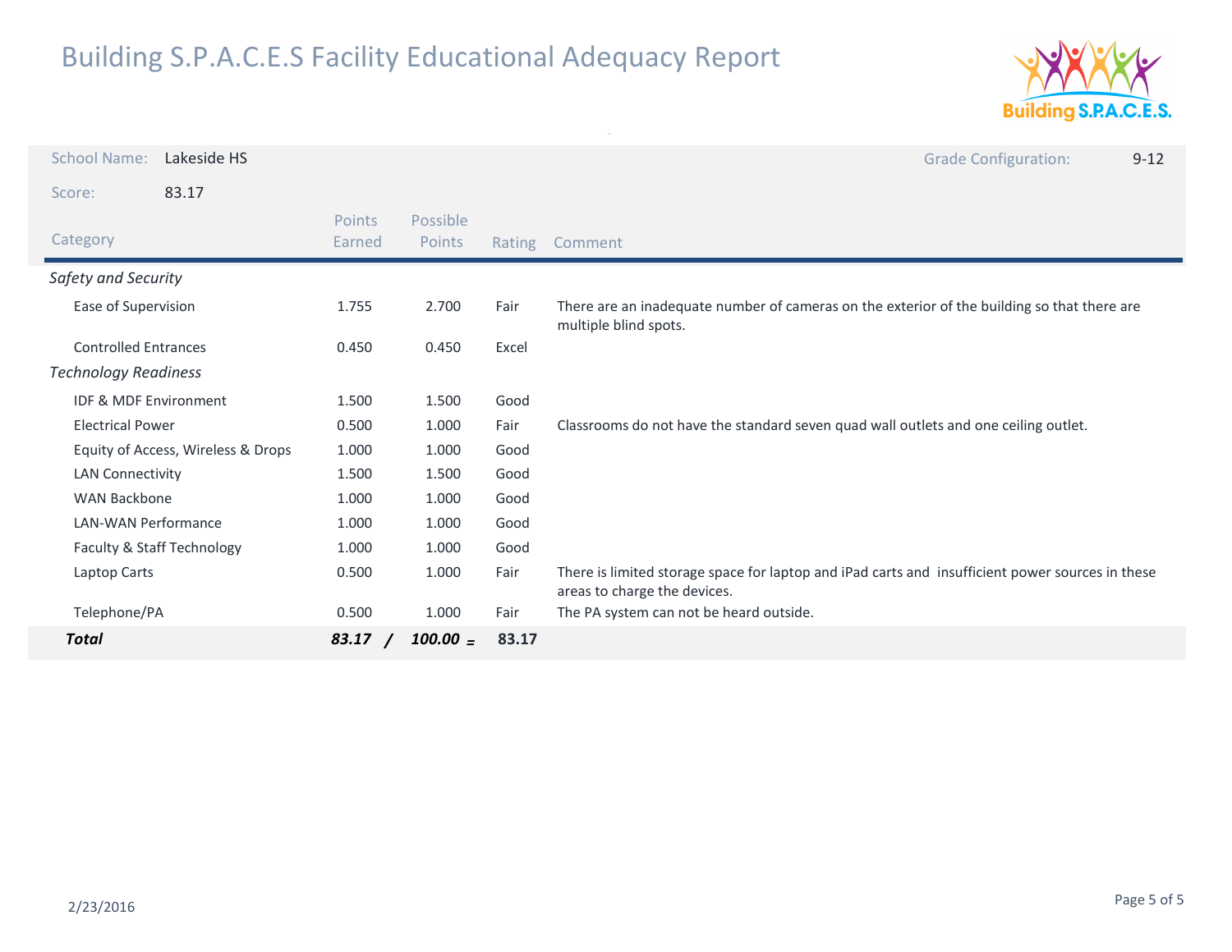# Building S.P.A.C.E.S Facility Educational Adequacy Report

School Name: Lakeside HS

Grade Configuration: 9-12

Score: 83.17

| Category | Points Earned | Possible Points | Rating | Comment |
|---|---|---|---|---|
| *Safety and Security* | | | | |
| Ease of Supervision | 1.755 | 2.700 | Fair | There are an inadequate number of cameras on the exterior of the building so that there are multiple blind spots. |
| Controlled Entrances | 0.450 | 0.450 | Excel | |
| *Technology Readiness* | | | | |
| IDF & MDF Environment | 1.500 | 1.500 | Good | |
| Electrical Power | 0.500 | 1.000 | Fair | Classrooms do not have the standard seven quad wall outlets and one ceiling outlet. |
| Equity of Access, Wireless & Drops | 1.000 | 1.000 | Good | |
| LAN Connectivity | 1.500 | 1.500 | Good | |
| WAN Backbone | 1.000 | 1.000 | Good | |
| LAN-WAN Performance | 1.000 | 1.000 | Good | |
| Faculty & Staff Technology | 1.000 | 1.000 | Good | |
| Laptop Carts | 0.500 | 1.000 | Fair | There is limited storage space for laptop and iPad carts and insufficient power sources in these areas to charge the devices. |
| Telephone/PA | 0.500 | 1.000 | Fair | The PA system can not be heard outside. |
| ***Total*** | ***83.17 /*** | ***100.00 =*** | **83.17** | |

2/23/2016